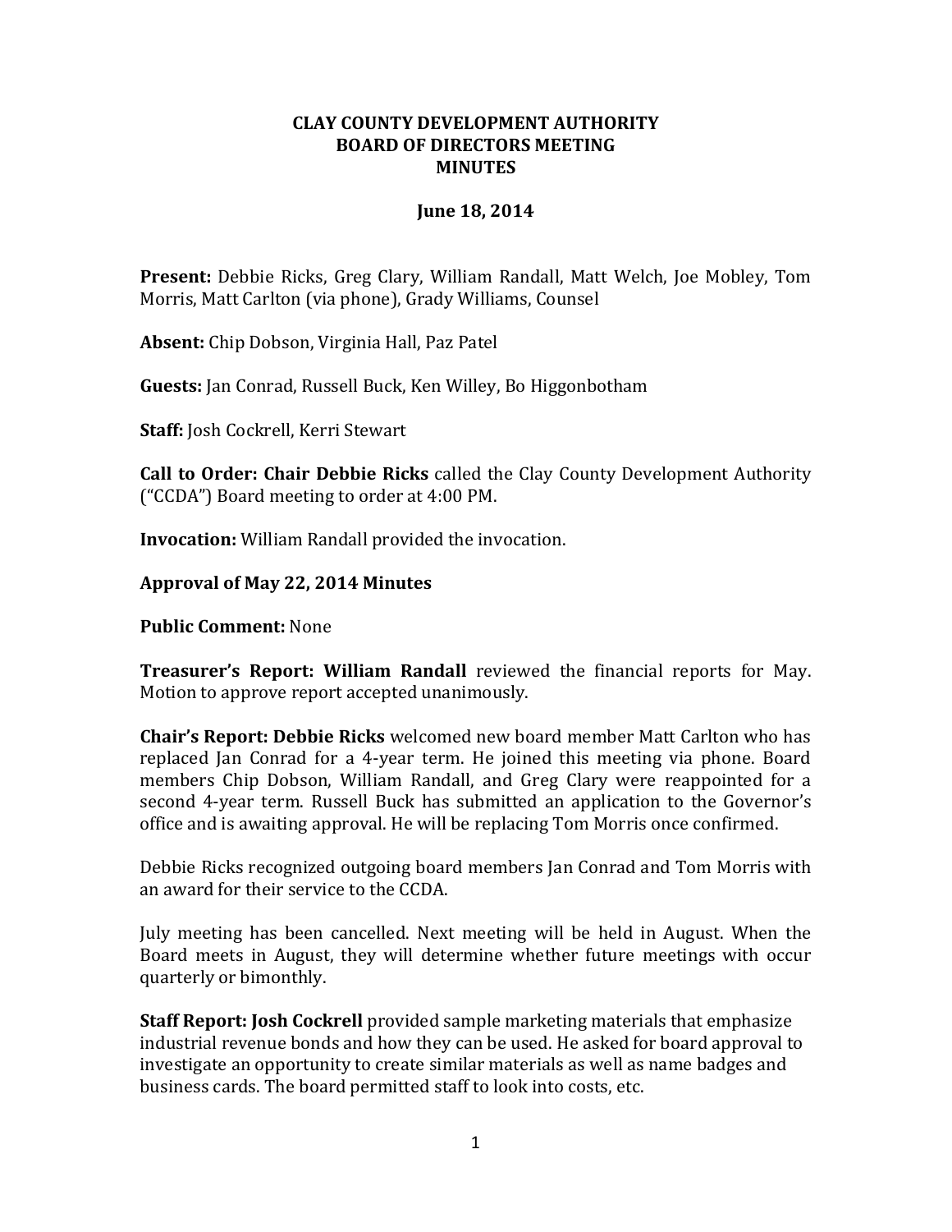# CLAY COUNTY DEVELOPMENT AUTHORITY
# BOARD OF DIRECTORS MEETING
# MINUTES

**June 18, 2014**

**Present:** Debbie Ricks, Greg Clary, William Randall, Matt Welch, Joe Mobley, Tom Morris, Matt Carlton (via phone), Grady Williams, Counsel

**Absent:** Chip Dobson, Virginia Hall, Paz Patel

**Guests:** Jan Conrad, Russell Buck, Ken Willey, Bo Higgonbotham

**Staff:** Josh Cockrell, Kerri Stewart

**Call to Order: Chair Debbie Ricks** called the Clay County Development Authority ("CCDA") Board meeting to order at 4:00 PM.

**Invocation:** William Randall provided the invocation.

**Approval of May 22, 2014 Minutes**

**Public Comment:** None

**Treasurer's Report: William Randall** reviewed the financial reports for May. Motion to approve report accepted unanimously.

**Chair's Report: Debbie Ricks** welcomed new board member Matt Carlton who has replaced Jan Conrad for a 4-year term. He joined this meeting via phone. Board members Chip Dobson, William Randall, and Greg Clary were reappointed for a second 4-year term. Russell Buck has submitted an application to the Governor's office and is awaiting approval. He will be replacing Tom Morris once confirmed.

Debbie Ricks recognized outgoing board members Jan Conrad and Tom Morris with an award for their service to the CCDA.

July meeting has been cancelled. Next meeting will be held in August. When the Board meets in August, they will determine whether future meetings with occur quarterly or bimonthly.

**Staff Report: Josh Cockrell** provided sample marketing materials that emphasize industrial revenue bonds and how they can be used. He asked for board approval to investigate an opportunity to create similar materials as well as name badges and business cards. The board permitted staff to look into costs, etc.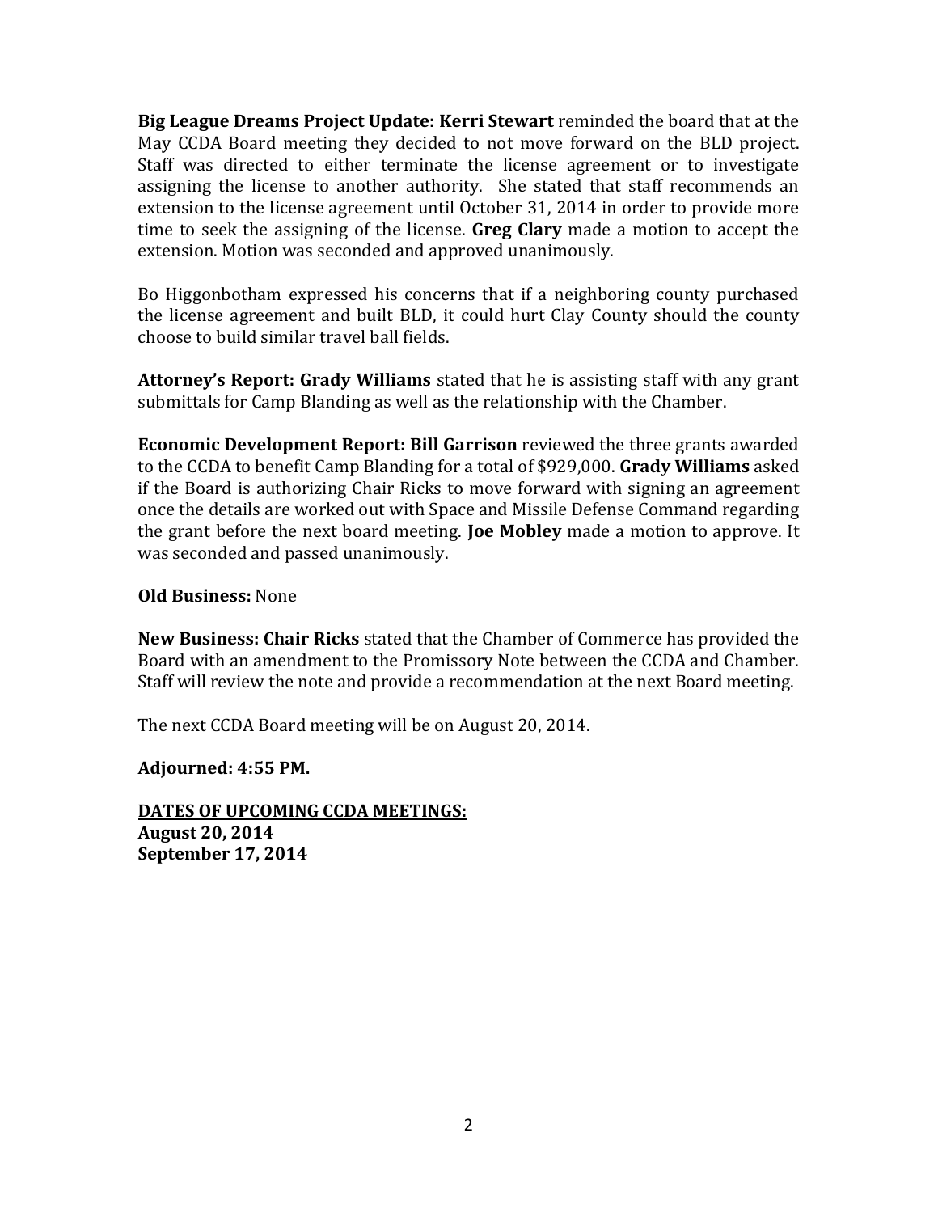**Big League Dreams Project Update: Kerri Stewart** reminded the board that at the May CCDA Board meeting they decided to not move forward on the BLD project. Staff was directed to either terminate the license agreement or to investigate assigning the license to another authority. She stated that staff recommends an extension to the license agreement until October 31, 2014 in order to provide more time to seek the assigning of the license. **Greg Clary** made a motion to accept the extension. Motion was seconded and approved unanimously.

Bo Higgonbotham expressed his concerns that if a neighboring county purchased the license agreement and built BLD, it could hurt Clay County should the county choose to build similar travel ball fields.

**Attorney's Report: Grady Williams** stated that he is assisting staff with any grant submittals for Camp Blanding as well as the relationship with the Chamber.

**Economic Development Report: Bill Garrison** reviewed the three grants awarded to the CCDA to benefit Camp Blanding for a total of $929,000. **Grady Williams** asked if the Board is authorizing Chair Ricks to move forward with signing an agreement once the details are worked out with Space and Missile Defense Command regarding the grant before the next board meeting. **Joe Mobley** made a motion to approve. It was seconded and passed unanimously.

**Old Business:** None

**New Business: Chair Ricks** stated that the Chamber of Commerce has provided the Board with an amendment to the Promissory Note between the CCDA and Chamber. Staff will review the note and provide a recommendation at the next Board meeting.

The next CCDA Board meeting will be on August 20, 2014.

**Adjourned: 4:55 PM.**

**<u>DATES OF UPCOMING CCDA MEETINGS:</u>**
**August 20, 2014**
**September 17, 2014**